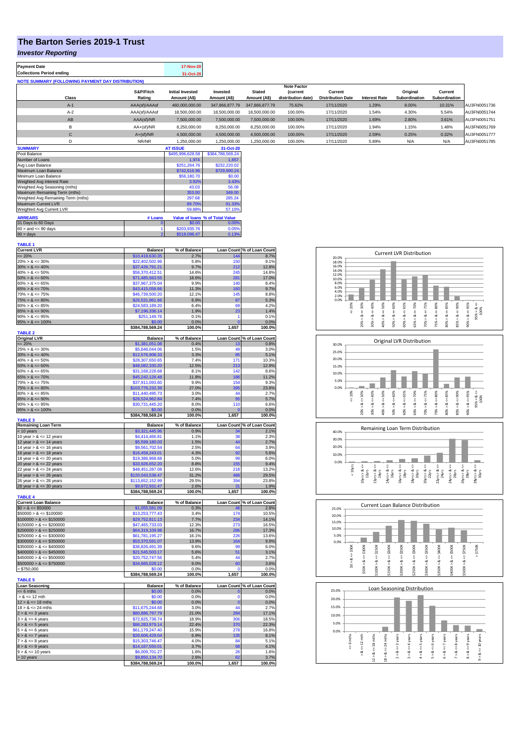# The Barton Series 2019-1 Trust

## *Investor Reporting*

| Payment Date | 17-Nov-20 |
|---|---|
| Collections Period ending | 31-Oct-20 |

**NOTE SUMMARY (FOLLOWING PAYMENT DAY DISTRIBUTION)**

| Class | S&P/Fitch Rating | Initial Invested Amount (A$) | Invested Amount (A$) | Stated Amount (A$) | Note Factor (current distribution date) | Current Distribution Date | Interest Rate | Original Subordination | Current Subordination | |
|---|---|---|---|---|---|---|---|---|---|---|
| A-1 | AAA(sf)/AAAsf | 460,000,000.00 | 347,866,877.79 | 347,866,877.79 | 75.62% | 17/11/2020 | 1.29% | 8.00% | 10.31% | AU3FN0051736 |
| A-2 | AAA(sf)/AAAsf | 18,500,000.00 | 18,500,000.00 | 18,500,000.00 | 100.00% | 17/11/2020 | 1.54% | 4.30% | 5.54% | AU3FN0051744 |
| AB | AAA(sf)/NR | 7,500,000.00 | 7,500,000.00 | 7,500,000.00 | 100.00% | 17/11/2020 | 1.69% | 2.80% | 3.61% | AU3FN0051751 |
| B | AA+(sf)/NR | 8,250,000.00 | 8,250,000.00 | 8,250,000.00 | 100.00% | 17/11/2020 | 1.94% | 1.15% | 1.48% | AU3FN0051769 |
| C | A+(sf)/NR | 4,500,000.00 | 4,500,000.00 | 4,500,000.00 | 100.00% | 17/11/2020 | 2.59% | 0.25% | 0.32% | AU3FN0051777 |
| D | NR/NR | 1,250,000.00 | 1,250,000.00 | 1,250,000.00 | 100.00% | 17/11/2020 | 5.89% | N/A | N/A | AU3FN0051785 |

| SUMMARY | AT ISSUE | 31-Oct-20 |
|---|---|---|
| Pool Balance | $495,996,628.58 | $384,788,569.24 |
| Number of Loans | 1,974 | 1,657 |
| Avg Loan Balance | $251,264.76 | $232,220.02 |
| Maximum Loan Balance | $742,616.96 | $729,990.24 |
| Minimum Loan Balance | $56,180.70 | $0.00 |
| Weighted Avg Interest Rate | 3.92% | 3.43% |
| Weighted Avg Seasoning (mths) | 43.03 | 56.08 |
| Maximum Remaining Term (mths) | 353.00 | 349.00 |
| Weighted Avg Remaining Term (mths) | 297.68 | 285.24 |
| Maximum Current LVR | 89.70% | 91.33% |
| Weighted Avg Current LVR | 59.88% | 57.10% |

| ARREARS | # Loans | Value of loans | % of Total Value |
|---|---|---|---|
| 31 Days to 60 Days | 0 | $0.00 | 0.00% |
| 60 > and <= 90 days | 1 | $203,935.76 | 0.05% |
| 90 > days | 2 | $518,096.47 | 0.13% |

**TABLE 1**

| Current LVR | Balance | % of Balance | Loan Count | % of Loan Count |
|---|---|---|---|---|
| <= 20% | $10,418,630.35 | 2.7% | 144 | 8.7% |
| 20% > & <= 30% | $22,402,502.96 | 5.8% | 150 | 9.1% |
| 30% > & <= 40% | $37,426,791.21 | 9.7% | 212 | 12.8% |
| 40% > & <= 50% | $56,370,412.51 | 14.6% | 245 | 14.8% |
| 50% > & <= 60% | $71,485,663.55 | 18.6% | 281 | 17.0% |
| 60% > & <= 65% | $37,967,375.04 | 9.9% | 140 | 8.4% |
| 65% > & <= 70% | $43,415,056.66 | 11.3% | 160 | 9.7% |
| 70% > & <= 75% | $46,739,500.20 | 12.1% | 145 | 8.8% |
| 75% > & <= 80% | $26,531,961.66 | 6.9% | 87 | 5.3% |
| 80% > & <= 85% | $24,583,189.20 | 6.4% | 69 | 4.2% |
| 85% > & <= 90% | $7,196,336.14 | 1.9% | 23 | 1.4% |
| 90% > & <= 95% | $251,149.76 | 0.1% | 1 | 0.1% |
| 95% > & <= 100% | $0.00 | 0.0% | 0 | 0.0% |
| | $384,788,569.24 | 100.0% | 1,657 | 100.0% |

**TABLE 2**

| Original LVR | Balance | % of Balance | Loan Count | % of Loan Count |
|---|---|---|---|---|
| <= 20% | $1,381,051.08 | 0.4% | 13 | 0.8% |
| 25% > & <= 30% | $5,646,044.06 | 1.5% | 49 | 3.0% |
| 30% > & <= 40% | $12,576,908.33 | 3.3% | 85 | 5.1% |
| 40% > & <= 50% | $28,307,650.65 | 7.4% | 171 | 10.3% |
| 50% > & <= 60% | $48,082,330.20 | 12.5% | 213 | 12.9% |
| 60% > & <= 65% | $31,168,228.68 | 8.1% | 142 | 8.6% |
| 65% > & <= 70% | $45,242,126.48 | 11.8% | 186 | 11.2% |
| 70% > & <= 75% | $37,911,093.60 | 9.9% | 154 | 9.3% |
| 75% > & <= 80% | $103,776,232.39 | 27.0% | 395 | 23.8% |
| 80% > & <= 85% | $11,440,495.73 | 3.0% | 44 | 2.7% |
| 85% > & <= 90% | $28,524,962.84 | 7.4% | 95 | 5.7% |
| 90% > & <= 95% | $30,731,445.20 | 8.0% | 110 | 6.6% |
| 95% > & <= 100% | $0.00 | 0.0% | 0 | 0.0% |
| | $384,788,569.24 | 100.0% | 1,657 | 100.0% |

**TABLE 3**

| Remaining Loan Term | Balance | % of Balance | Loan Count | % of Loan Count |
|---|---|---|---|---|
| < 10 years | $3,321,445.96 | 0.9% | 34 | 2.1% |
| 10 year > & <= 12 years | $4,414,466.81 | 1.1% | 38 | 2.3% |
| 12 year > & <= 14 years | $5,599,180.03 | 1.5% | 44 | 2.7% |
| 14 year > & <= 16 years | $9,561,702.54 | 2.5% | 64 | 3.9% |
| 16 year > & <= 18 years | $16,458,243.01 | 4.3% | 92 | 5.6% |
| 18 year > & <= 20 years | $19,386,968.68 | 5.0% | 99 | 6.0% |
| 20 year > & <= 22 years | $33,926,652.20 | 8.8% | 155 | 9.4% |
| 22 year > & <= 24 years | $48,451,287.08 | 12.6% | 218 | 13.2% |
| 24 year > & <= 26 years | $120,043,538.47 | 31.2% | 488 | 29.5% |
| 26 year > & <= 28 years | $113,652,152.99 | 29.5% | 394 | 23.8% |
| 28 year > & <= 30 years | $9,972,931.47 | 2.6% | 31 | 1.9% |
| | $384,788,569.24 | 100.0% | 1,657 | 100.0% |

**TABLE 4**

| Current Loan Balance | Balance | % of Balance | Loan Count | % of Loan Count |
|---|---|---|---|---|
| $0 > & <= $50000 | $1,055,581.09 | 0.3% | 46 | 2.8% |
| $50000 > & <= $100000 | $13,253,777.43 | 3.4% | 174 | 10.5% |
| $100000 > & <= $150000 | $29,752,811.13 | 7.7% | 234 | 14.1% |
| $150000 > & <= $200000 | $47,465,733.03 | 12.3% | 273 | 16.5% |
| $200000 > & <= $250000 | $64,319,109.98 | 16.7% | 286 | 17.3% |
| $250000 > & <= $300000 | $61,781,195.27 | 16.1% | 226 | 13.6% |
| $300000 > & <= $350000 | $53,370,591.07 | 13.9% | 164 | 9.9% |
| $350000 > & <= $400000 | $36,826,491.39 | 9.6% | 99 | 6.0% |
| $400000 > & <= $450000 | $21,545,503.17 | 5.6% | 51 | 3.1% |
| $450000 > & <= $500000 | $20,752,747.56 | 5.4% | 44 | 2.7% |
| $500000 > & <= $750000 | $34,665,028.12 | 9.0% | 60 | 3.6% |
| > $750,000 | $0.00 | 0.0% | 0 | 0.0% |
| | $384,788,569.24 | 100.0% | 1,657 | 100.0% |

**TABLE 5**

| Loan Seasoning | Balance | % of Balance | Loan Count | % of Loan Count |
|---|---|---|---|---|
| <= 6 mths | $0.00 | 0.0% | 0 | 0.0% |
| > & <= 12 mth | $0.00 | 0.0% | 0 | 0.0% |
| 12 > & <= 18 mths | $0.00 | 0.0% | 0 | 0.0% |
| 18 > & <= 24 mths | $11,675,244.68 | 3.0% | 44 | 2.7% |
| 2 > & <= 3 years | $80,886,797.79 | 21.0% | 284 | 17.1% |
| 3 > & <= 4 years | $72,825,738.74 | 18.9% | 306 | 18.5% |
| 4 > & <= 5 years | $86,283,979.14 | 22.4% | 370 | 22.3% |
| 5 > & <= 6 years | $61,179,247.40 | 15.9% | 278 | 16.8% |
| 6 > & <= 7 years | $26,606,429.04 | 6.9% | 135 | 8.1% |
| 7 > & <= 8 years | $15,303,746.47 | 4.0% | 84 | 5.1% |
| 8 > & <= 9 years | $14,167,550.01 | 3.7% | 68 | 4.1% |
| 9 > & <= 10 years | $6,009,701.27 | 1.6% | 26 | 1.6% |
| > 10 years | $9,850,134.70 | 2.6% | 62 | 3.7% |
| | $384,788,569.24 | 100.0% | 1,657 | 100.0% |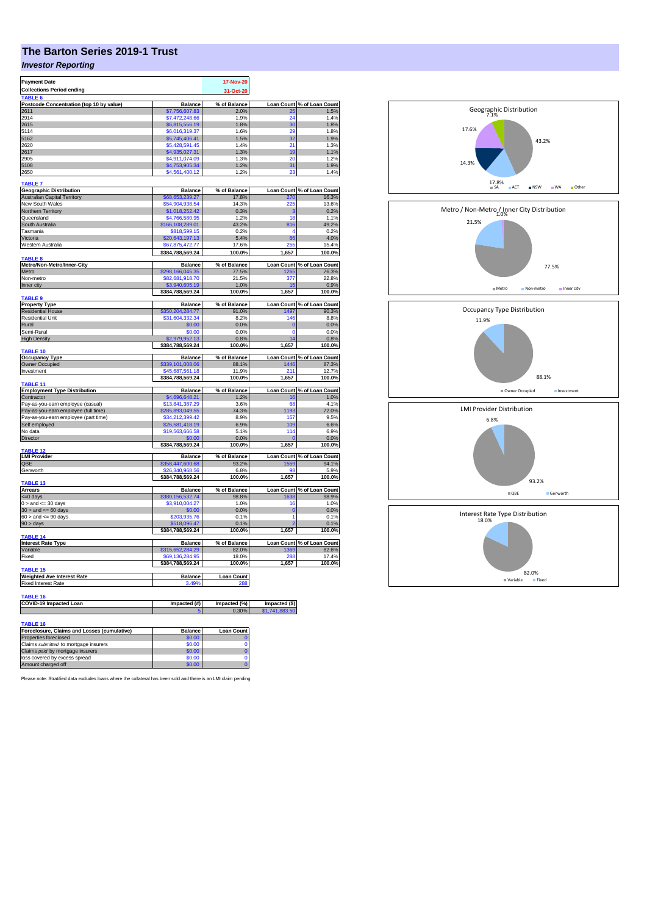# The Barton Series 2019-1 Trust

## *Investor Reporting*

| Payment Date | 17-Nov-20 |
|---|---|
| Collections Period ending | 31-Oct-20 |

**TABLE 6**

| Postcode Concentration (top 10 by value) | Balance | % of Balance | Loan Count | % of Loan Count |
|---|---|---|---|---|
| 2611 | $7,756,607.83 | 2.0% | 25 | 1.5% |
| 2914 | $7,472,248.66 | 1.9% | 24 | 1.4% |
| 2615 | $6,815,556.19 | 1.8% | 30 | 1.8% |
| 5114 | $6,016,319.37 | 1.6% | 29 | 1.8% |
| 5162 | $5,745,406.41 | 1.5% | 32 | 1.9% |
| 2620 | $5,428,591.45 | 1.4% | 21 | 1.3% |
| 2617 | $4,935,027.31 | 1.3% | 19 | 1.1% |
| 2905 | $4,911,074.09 | 1.3% | 20 | 1.2% |
| 5108 | $4,753,905.34 | 1.2% | 31 | 1.9% |
| 2650 | $4,561,400.12 | 1.2% | 23 | 1.4% |

**TABLE 7**

| Geographic Distribution | Balance | % of Balance | Loan Count | % of Loan Count |
|---|---|---|---|---|
| Australian Capital Territory | $68,653,239.27 | 17.8% | 270 | 16.3% |
| New South Wales | $54,904,938.54 | 14.3% | 225 | 13.6% |
| Northern Territory | $1,018,252.42 | 0.3% | 3 | 0.2% |
| Queensland | $4,766,580.95 | 1.2% | 18 | 1.1% |
| South Australia | $166,108,289.01 | 43.2% | 816 | 49.2% |
| Tasmania | $818,599.15 | 0.2% | 4 | 0.2% |
| Victoria | $20,643,197.13 | 5.4% | 66 | 4.0% |
| Western Australia | $67,875,472.77 | 17.6% | 255 | 15.4% |
| | $384,788,569.24 | 100.0% | 1,657 | 100.0% |

**TABLE 8**

| Metro/Non-Metro/Inner-City | Balance | % of Balance | Loan Count | % of Loan Count |
|---|---|---|---|---|
| Metro | $298,166,045.35 | 77.5% | 1265 | 76.3% |
| Non-metro | $82,681,918.70 | 21.5% | 377 | 22.8% |
| Inner city | $3,940,605.19 | 1.0% | 15 | 0.9% |
| | $384,788,569.24 | 100.0% | 1,657 | 100.0% |

**TABLE 9**

| Property Type | Balance | % of Balance | Loan Count | % of Loan Count |
|---|---|---|---|---|
| Residential House | $350,204,284.77 | 91.0% | 1497 | 90.3% |
| Residential Unit | $31,604,332.34 | 8.2% | 146 | 8.8% |
| Rural | $0.00 | 0.0% | 0 | 0.0% |
| Semi-Rural | $0.00 | 0.0% | 0 | 0.0% |
| High Density | $2,979,952.13 | 0.8% | 14 | 0.8% |
| | $384,788,569.24 | 100.0% | 1,657 | 100.0% |

**TABLE 10**

| Occupancy Type | Balance | % of Balance | Loan Count | % of Loan Count |
|---|---|---|---|---|
| Owner Occupied | $339,101,008.06 | 88.1% | 1446 | 87.3% |
| Investment | $45,687,561.18 | 11.9% | 211 | 12.7% |
| | $384,788,569.24 | 100.0% | 1,657 | 100.0% |

**TABLE 11**

| Employment Type Distribution | Balance | % of Balance | Loan Count | % of Loan Count |
|---|---|---|---|---|
| Contractor | $4,696,648.21 | 1.2% | 16 | 1.0% |
| Pay-as-you-earn employee (casual) | $13,841,387.29 | 3.6% | 68 | 4.1% |
| Pay-as-you-earn employee (full time) | $285,893,049.55 | 74.3% | 1193 | 72.0% |
| Pay-as-you-earn employee (part time) | $34,212,399.42 | 8.9% | 157 | 9.5% |
| Self employed | $26,581,418.19 | 6.9% | 109 | 6.6% |
| No data | $19,563,666.58 | 5.1% | 114 | 6.9% |
| Director | $0.00 | 0.0% | 0 | 0.0% |
| | $384,788,569.24 | 100.0% | 1,657 | 100.0% |

**TABLE 12**

| LMI Provider | Balance | % of Balance | Loan Count | % of Loan Count |
|---|---|---|---|---|
| QBE | $358,447,600.68 | 93.2% | 1559 | 94.1% |
| Genworth | $26,340,968.56 | 6.8% | 98 | 5.9% |
| | $384,788,569.24 | 100.0% | 1,657 | 100.0% |

**TABLE 13**

| Arrears | Balance | % of Balance | Loan Count | % of Loan Count |
|---|---|---|---|---|
| <=0 days | $380,156,532.74 | 98.8% | 1638 | 98.9% |
| 0 > and <= 30 days | $3,910,004.27 | 1.0% | 16 | 1.0% |
| 30 > and <= 60 days | $0.00 | 0.0% | 0 | 0.0% |
| 60 > and <= 90 days | $203,935.76 | 0.1% | 1 | 0.1% |
| 90 > days | $518,096.47 | 0.1% | 2 | 0.1% |
| | $384,788,569.24 | 100.0% | 1,657 | 100.0% |

**TABLE 14**

| Interest Rate Type | Balance | % of Balance | Loan Count | % of Loan Count |
|---|---|---|---|---|
| Variable | $315,652,284.29 | 82.0% | 1369 | 82.6% |
| Fixed | $69,136,284.95 | 18.0% | 288 | 17.4% |
| | $384,788,569.24 | 100.0% | 1,657 | 100.0% |

**TABLE 15**

| Weighted Ave Interest Rate | Balance | Loan Count |
|---|---|---|
| Fixed Interest Rate | 3.49% | 288 |

**TABLE 16**

| COVID-19 Impacted Loan | Impacted (#) | Impacted (%) | Impacted ($) |
|---|---|---|---|
| | 5 | 0.30% | $1,741,883.50 |

**TABLE 16**

| Foreclosure, Claims and Losses (cumulative) | Balance | Loan Count |
|---|---|---|
| Properties foreclosed | $0.00 | 0 |
| Claims *submitted* to mortgage insurers | $0.00 | 0 |
| Claims *paid* by mortgage insurers | $0.00 | 0 |
| loss covered by excess spread | $0.00 | 0 |
| Amount charged off | $0.00 | 0 |

Please note: Stratified data excludes loans where the collateral has been sold and there is an LMI claim pending.

Geographic Distribution

Metro / Non-Metro / Inner City Distribution

Occupancy Type Distribution

LMI Provider Distribution

Interest Rate Type Distribution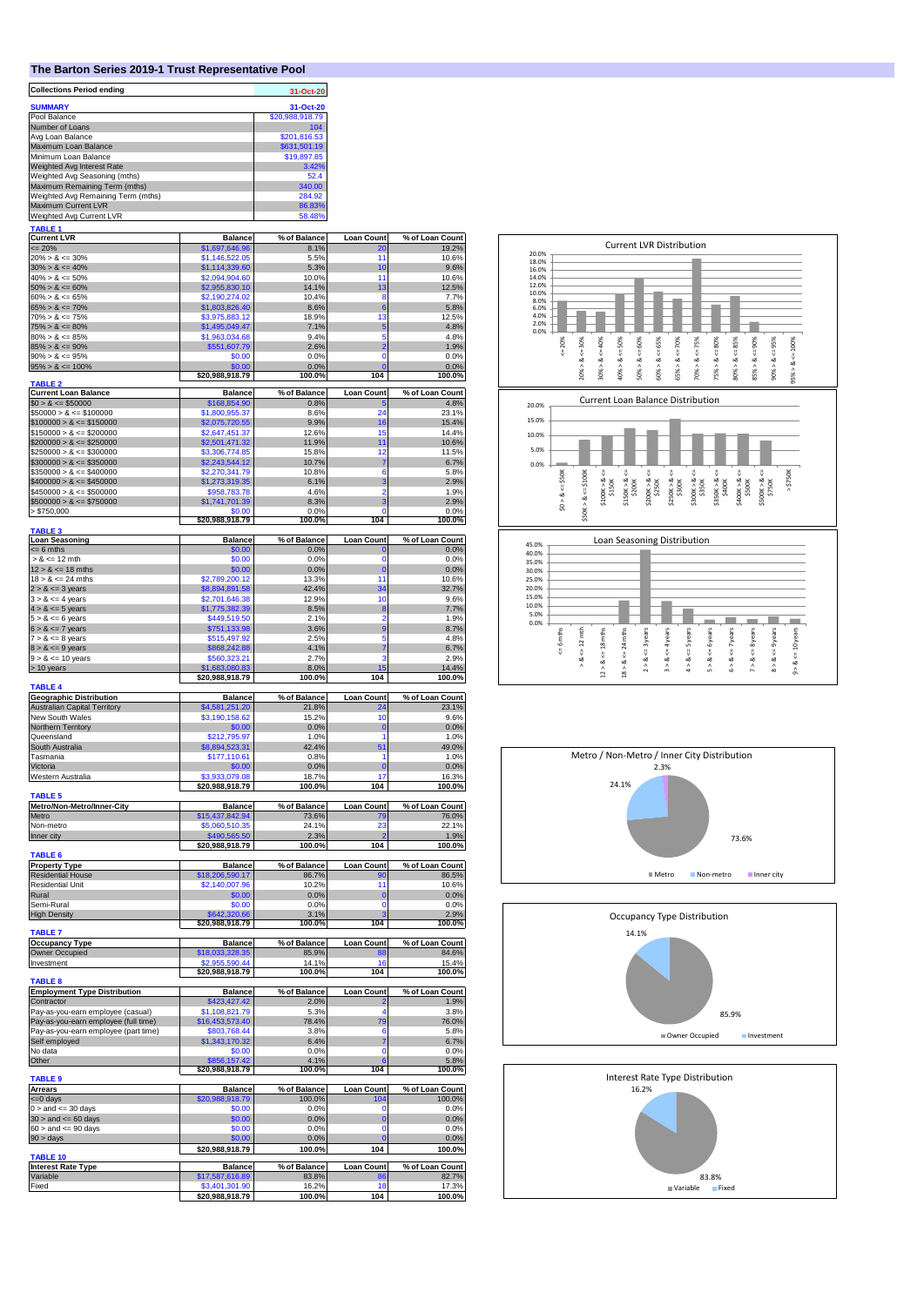# The Barton Series 2019-1 Trust Representative Pool

| Collections Period ending | 31-Oct-20 |
|---|---|

| SUMMARY | 31-Oct-20 |
|---|---|
| Pool Balance | $20,988,918.79 |
| Number of Loans | 104 |
| Avg Loan Balance | $201,816.53 |
| Maximum Loan Balance | $631,501.19 |
| Minimum Loan Balance | $19,897.85 |
| Weighted Avg Interest Rate | 3.42% |
| Weighted Avg Seasoning (mths) | 52.4 |
| Maximum Remaining Term (mths) | 340.00 |
| Weighted Avg Remaining Term (mths) | 284.92 |
| Maximum Current LVR | 86.83% |
| Weighted Avg Current LVR | 58.48% |

**TABLE 1**

| Current LVR | Balance | % of Balance | Loan Count | % of Loan Count |
|---|---|---|---|---|
| <= 20% | $1,697,646.96 | 8.1% | 20 | 19.2% |
| 20% > & <= 30% | $1,146,522.05 | 5.5% | 11 | 10.6% |
| 30% > & <= 40% | $1,114,339.60 | 5.3% | 10 | 9.6% |
| 40% > & <= 50% | $2,094,904.60 | 10.0% | 11 | 10.6% |
| 50% > & <= 60% | $2,955,830.10 | 14.1% | 13 | 12.5% |
| 60% > & <= 65% | $2,190,274.02 | 10.4% | 8 | 7.7% |
| 65% > & <= 70% | $1,803,826.40 | 8.6% | 6 | 5.8% |
| 70% > & <= 75% | $3,975,883.12 | 18.9% | 13 | 12.5% |
| 75% > & <= 80% | $1,495,049.47 | 7.1% | 5 | 4.8% |
| 80% > & <= 85% | $1,963,034.68 | 9.4% | 5 | 4.8% |
| 85% > & <= 90% | $551,607.79 | 2.6% | 2 | 1.9% |
| 90% > & <= 95% | $0.00 | 0.0% | 0 | 0.0% |
| 95% > & <= 100% | $0.00 | 0.0% | 0 | 0.0% |
| | $20,988,918.79 | 100.0% | 104 | 100.0% |

**TABLE 2**

| Current Loan Balance | Balance | % of Balance | Loan Count | % of Loan Count |
|---|---|---|---|---|
| $0 > & <= $50000 | $168,854.90 | 0.8% | 5 | 4.8% |
| $50000 > & <= $100000 | $1,800,955.37 | 8.6% | 24 | 23.1% |
| $100000 > & <= $150000 | $2,075,720.55 | 9.9% | 16 | 15.4% |
| $150000 > & <= $200000 | $2,647,451.37 | 12.6% | 15 | 14.4% |
| $200000 > & <= $250000 | $2,501,471.32 | 11.9% | 11 | 10.6% |
| $250000 > & <= $300000 | $3,306,774.85 | 15.8% | 12 | 11.5% |
| $300000 > & <= $350000 | $2,243,544.12 | 10.7% | 7 | 6.7% |
| $350000 > & <= $400000 | $2,270,341.79 | 10.8% | 6 | 5.8% |
| $400000 > & <= $450000 | $1,273,319.35 | 6.1% | 3 | 2.9% |
| $450000 > & <= $500000 | $958,783.78 | 4.6% | 2 | 1.9% |
| $500000 > & <= $750000 | $1,741,701.39 | 8.3% | 3 | 2.9% |
| > $750,000 | $0.00 | 0.0% | 0 | 0.0% |
| | $20,988,918.79 | 100.0% | 104 | 100.0% |

**TABLE 3**

| Loan Seasoning | Balance | % of Balance | Loan Count | % of Loan Count |
|---|---|---|---|---|
| <= 6 mths | $0.00 | 0.0% | 0 | 0.0% |
| > & <= 12 mth | $0.00 | 0.0% | 0 | 0.0% |
| 12 > & <= 18 mths | $0.00 | 0.0% | 0 | 0.0% |
| 18 > & <= 24 mths | $2,789,200.12 | 13.3% | 11 | 10.6% |
| 2 > & <= 3 years | $8,894,891.58 | 42.4% | 34 | 32.7% |
| 3 > & <= 4 years | $2,701,646.38 | 12.9% | 10 | 9.6% |
| 4 > & <= 5 years | $1,775,382.39 | 8.5% | 8 | 7.7% |
| 5 > & <= 6 years | $449,519.50 | 2.1% | 2 | 1.9% |
| 6 > & <= 7 years | $751,133.98 | 3.6% | 9 | 8.7% |
| 7 > & <= 8 years | $515,497.92 | 2.5% | 5 | 4.8% |
| 8 > & <= 9 years | $868,242.88 | 4.1% | 7 | 6.7% |
| 9 > & <= 10 years | $560,323.21 | 2.7% | 3 | 2.9% |
| > 10 years | $1,683,080.83 | 8.0% | 15 | 14.4% |
| | $20,988,918.79 | 100.0% | 104 | 100.0% |

**TABLE 4**

| Geographic Distribution | Balance | % of Balance | Loan Count | % of Loan Count |
|---|---|---|---|---|
| Australian Capital Territory | $4,581,251.20 | 21.8% | 24 | 23.1% |
| New South Wales | $3,190,158.62 | 15.2% | 10 | 9.6% |
| Northern Territory | $0.00 | 0.0% | 0 | 0.0% |
| Queensland | $212,795.97 | 1.0% | 1 | 1.0% |
| South Australia | $8,894,523.31 | 42.4% | 51 | 49.0% |
| Tasmania | $177,110.61 | 0.8% | 1 | 1.0% |
| Victoria | $0.00 | 0.0% | 0 | 0.0% |
| Western Australia | $3,933,079.08 | 18.7% | 17 | 16.3% |
| | $20,988,918.79 | 100.0% | 104 | 100.0% |

**TABLE 5**

| Metro/Non-Metro/Inner-City | Balance | % of Balance | Loan Count | % of Loan Count |
|---|---|---|---|---|
| Metro | $15,437,842.94 | 73.6% | 79 | 76.0% |
| Non-metro | $5,060,510.35 | 24.1% | 23 | 22.1% |
| Inner city | $490,565.50 | 2.3% | 2 | 1.9% |
| | $20,988,918.79 | 100.0% | 104 | 100.0% |

**TABLE 6**

| Property Type | Balance | % of Balance | Loan Count | % of Loan Count |
|---|---|---|---|---|
| Residential House | $18,206,590.17 | 86.7% | 90 | 86.5% |
| Residential Unit | $2,140,007.96 | 10.2% | 11 | 10.6% |
| Rural | $0.00 | 0.0% | 0 | 0.0% |
| Semi-Rural | $0.00 | 0.0% | 0 | 0.0% |
| High Density | $642,320.66 | 3.1% | 3 | 2.9% |
| | $20,988,918.79 | 100.0% | 104 | 100.0% |

**TABLE 7**

| Occupancy Type | Balance | % of Balance | Loan Count | % of Loan Count |
|---|---|---|---|---|
| Owner Occupied | $18,033,328.35 | 85.9% | 88 | 84.6% |
| Investment | $2,955,590.44 | 14.1% | 16 | 15.4% |
| | $20,988,918.79 | 100.0% | 104 | 100.0% |

**TABLE 8**

| Employment Type Distribution | Balance | % of Balance | Loan Count | % of Loan Count |
|---|---|---|---|---|
| Contractor | $423,427.42 | 2.0% | 2 | 1.9% |
| Pay-as-you-earn employee (casual) | $1,108,821.79 | 5.3% | 4 | 3.8% |
| Pay-as-you-earn employee (full time) | $16,453,573.40 | 78.4% | 79 | 76.0% |
| Pay-as-you-earn employee (part time) | $803,768.44 | 3.8% | 6 | 5.8% |
| Self employed | $1,343,170.32 | 6.4% | 7 | 6.7% |
| No data | $0.00 | 0.0% | 0 | 0.0% |
| Other | $856,157.42 | 4.1% | 6 | 5.8% |
| | $20,988,918.79 | 100.0% | 104 | 100.0% |

**TABLE 9**

| Arrears | Balance | % of Balance | Loan Count | % of Loan Count |
|---|---|---|---|---|
| <=0 days | $20,988,918.79 | 100.0% | 104 | 100.0% |
| 0 > and <= 30 days | $0.00 | 0.0% | 0 | 0.0% |
| 30 > and <= 60 days | $0.00 | 0.0% | 0 | 0.0% |
| 60 > and <= 90 days | $0.00 | 0.0% | 0 | 0.0% |
| 90 > days | $0.00 | 0.0% | 0 | 0.0% |
| | $20,988,918.79 | 100.0% | 104 | 100.0% |

**TABLE 10**

| Interest Rate Type | Balance | % of Balance | Loan Count | % of Loan Count |
|---|---|---|---|---|
| Variable | $17,587,616.89 | 83.8% | 86 | 82.7% |
| Fixed | $3,401,301.90 | 16.2% | 18 | 17.3% |
| | $20,988,918.79 | 100.0% | 104 | 100.0% |

Current LVR Distribution

Current Loan Balance Distribution

Loan Seasoning Distribution

Metro / Non-Metro / Inner City Distribution
2.3%
24.1%
73.6%
Metro Non-metro Inner city

Occupancy Type Distribution
14.1%
85.9%
Owner Occupied Investment

Interest Rate Type Distribution
16.2%
83.8%
Variable Fixed